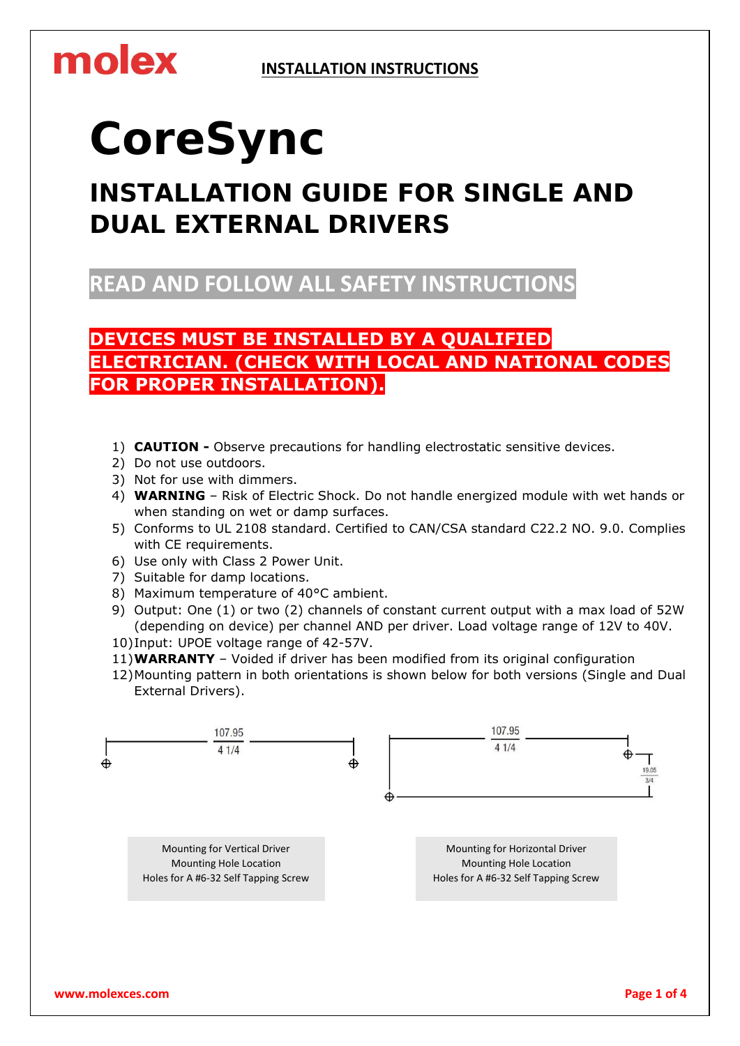molex

**INSTALLATION INSTRUCTIONS**

# CoreSync

## INSTALLATION GUIDE FOR SINGLE AND DUAL EXTERNAL DRIVERS

## READ AND FOLLOW ALL SAFETY INSTRUCTIONS

**DEVICES MUST BE INSTALLED BY A QUALIFIED ELECTRICIAN. (CHECK WITH LOCAL AND NATIONAL CODES FOR PROPER INSTALLATION).**

1) **CAUTION -** Observe precautions for handling electrostatic sensitive devices.
2) Do not use outdoors.
3) Not for use with dimmers.
4) **WARNING** – Risk of Electric Shock. Do not handle energized module with wet hands or when standing on wet or damp surfaces.
5) Conforms to UL 2108 standard. Certified to CAN/CSA standard C22.2 NO. 9.0. Complies with CE requirements.
6) Use only with Class 2 Power Unit.
7) Suitable for damp locations.
8) Maximum temperature of 40°C ambient.
9) Output: One (1) or two (2) channels of constant current output with a max load of 52W (depending on device) per channel AND per driver. Load voltage range of 12V to 40V.
10) Input: UPOE voltage range of 42-57V.
11) **WARRANTY** – Voided if driver has been modified from its original configuration
12) Mounting pattern in both orientations is shown below for both versions (Single and Dual External Drivers).

107.95
4 1/4

Mounting for Vertical Driver
Mounting Hole Location
Holes for A #6-32 Self Tapping Screw

107.95
4 1/4

19.05
3/4

Mounting for Horizontal Driver
Mounting Hole Location
Holes for A #6-32 Self Tapping Screw

www.molexces.com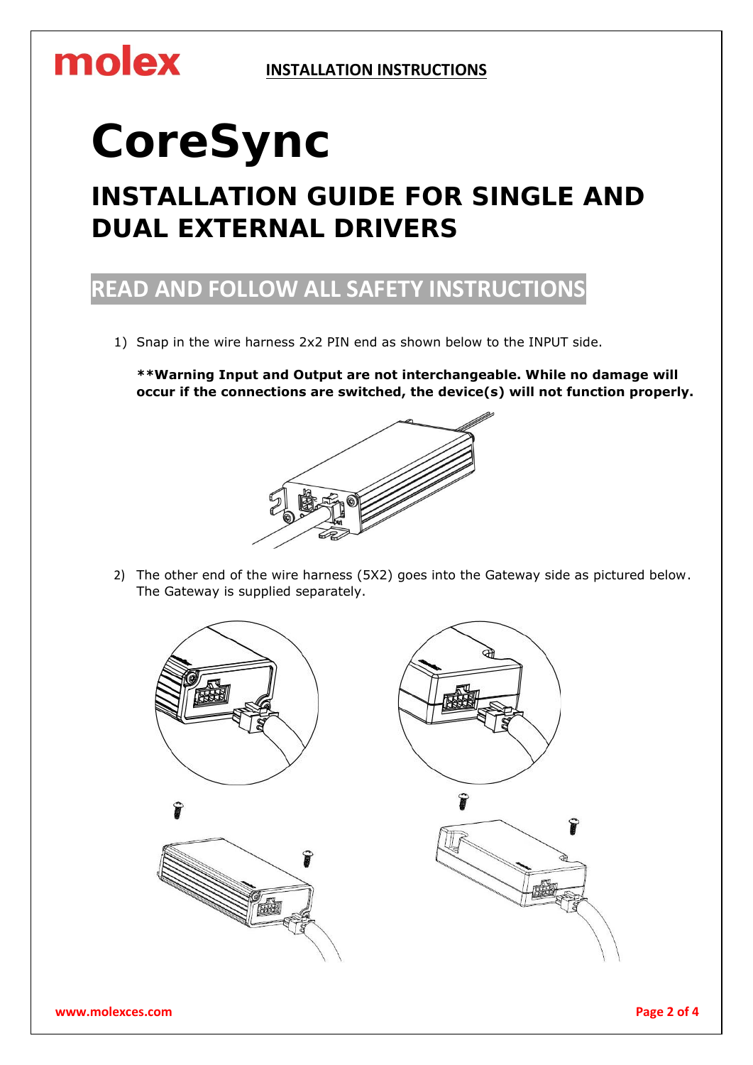# CoreSync

## INSTALLATION GUIDE FOR SINGLE AND DUAL EXTERNAL DRIVERS

## READ AND FOLLOW ALL SAFETY INSTRUCTIONS

1) Snap in the wire harness 2x2 PIN end as shown below to the INPUT side.

   **\*\*Warning Input and Output are not interchangeable. While no damage will occur if the connections are switched, the device(s) will not function properly.**

2) The other end of the wire harness (5X2) goes into the Gateway side as pictured below. The Gateway is supplied separately.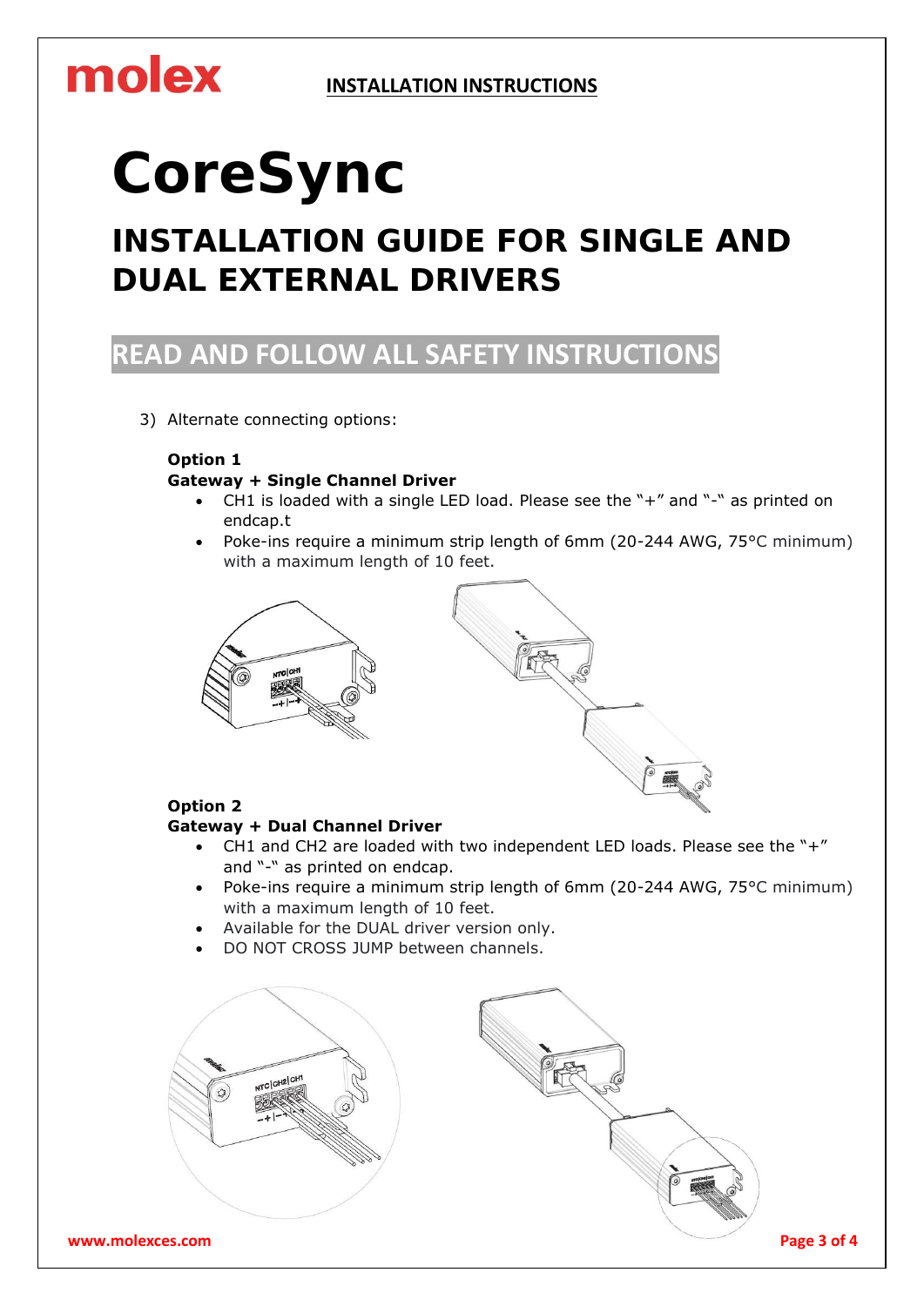# CoreSync

## INSTALLATION GUIDE FOR SINGLE AND DUAL EXTERNAL DRIVERS

## READ AND FOLLOW ALL SAFETY INSTRUCTIONS

3) Alternate connecting options:

**Option 1**
**Gateway + Single Channel Driver**

- CH1 is loaded with a single LED load. Please see the "+" and "-" as printed on endcap.t
- Poke-ins require a minimum strip length of 6mm (20-244 AWG, 75°C minimum) with a maximum length of 10 feet.

**Option 2**
**Gateway + Dual Channel Driver**

- CH1 and CH2 are loaded with two independent LED loads. Please see the "+" and "-" as printed on endcap.
- Poke-ins require a minimum strip length of 6mm (20-244 AWG, 75°C minimum) with a maximum length of 10 feet.
- Available for the DUAL driver version only.
- DO NOT CROSS JUMP between channels.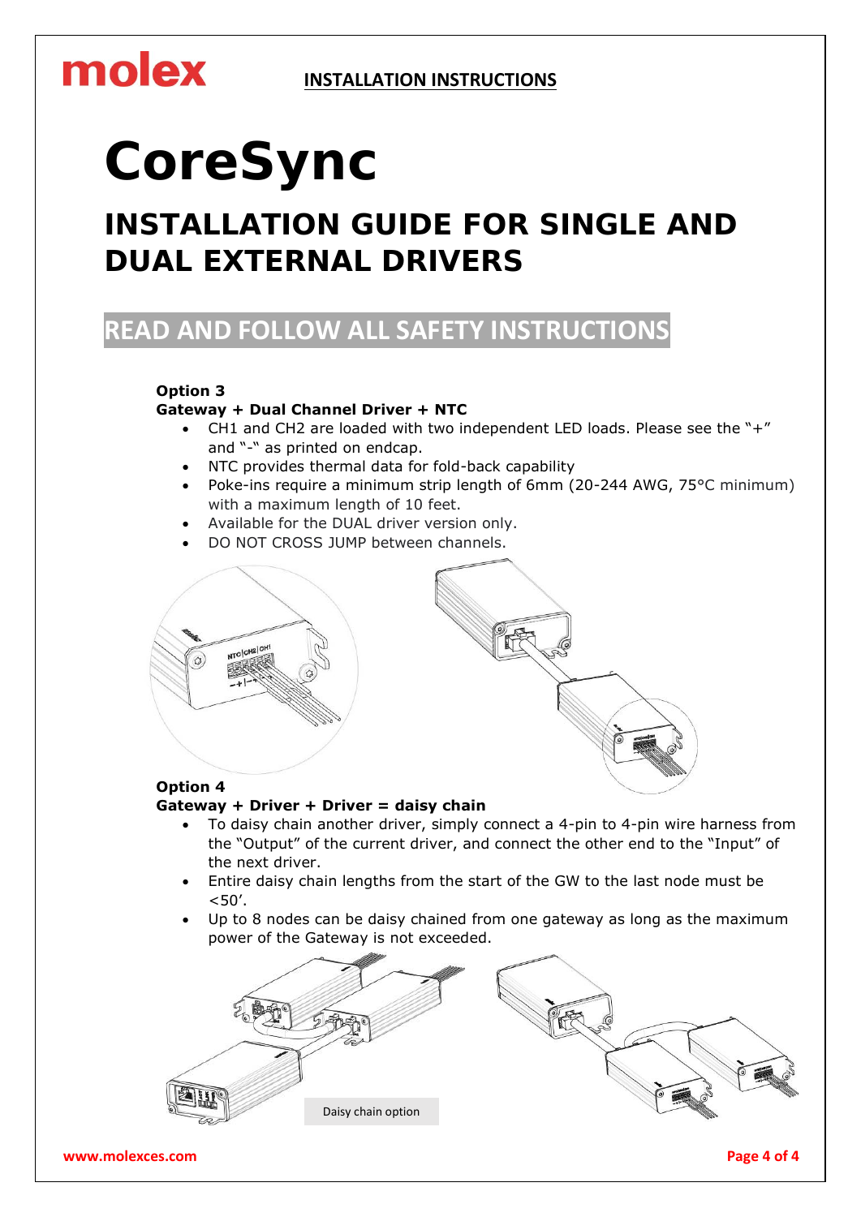**INSTALLATION INSTRUCTIONS**

# CoreSync

## INSTALLATION GUIDE FOR SINGLE AND DUAL EXTERNAL DRIVERS

## READ AND FOLLOW ALL SAFETY INSTRUCTIONS

**Option 3**
**Gateway + Dual Channel Driver + NTC**

- CH1 and CH2 are loaded with two independent LED loads. Please see the "+" and "-" as printed on endcap.
- NTC provides thermal data for fold-back capability
- Poke-ins require a minimum strip length of 6mm (20-244 AWG, 75°C minimum) with a maximum length of 10 feet.
- Available for the DUAL driver version only.
- DO NOT CROSS JUMP between channels.

**Option 4**
**Gateway + Driver + Driver = daisy chain**

- To daisy chain another driver, simply connect a 4-pin to 4-pin wire harness from the "Output" of the current driver, and connect the other end to the "Input" of the next driver.
- Entire daisy chain lengths from the start of the GW to the last node must be <50'.
- Up to 8 nodes can be daisy chained from one gateway as long as the maximum power of the Gateway is not exceeded.

Daisy chain option